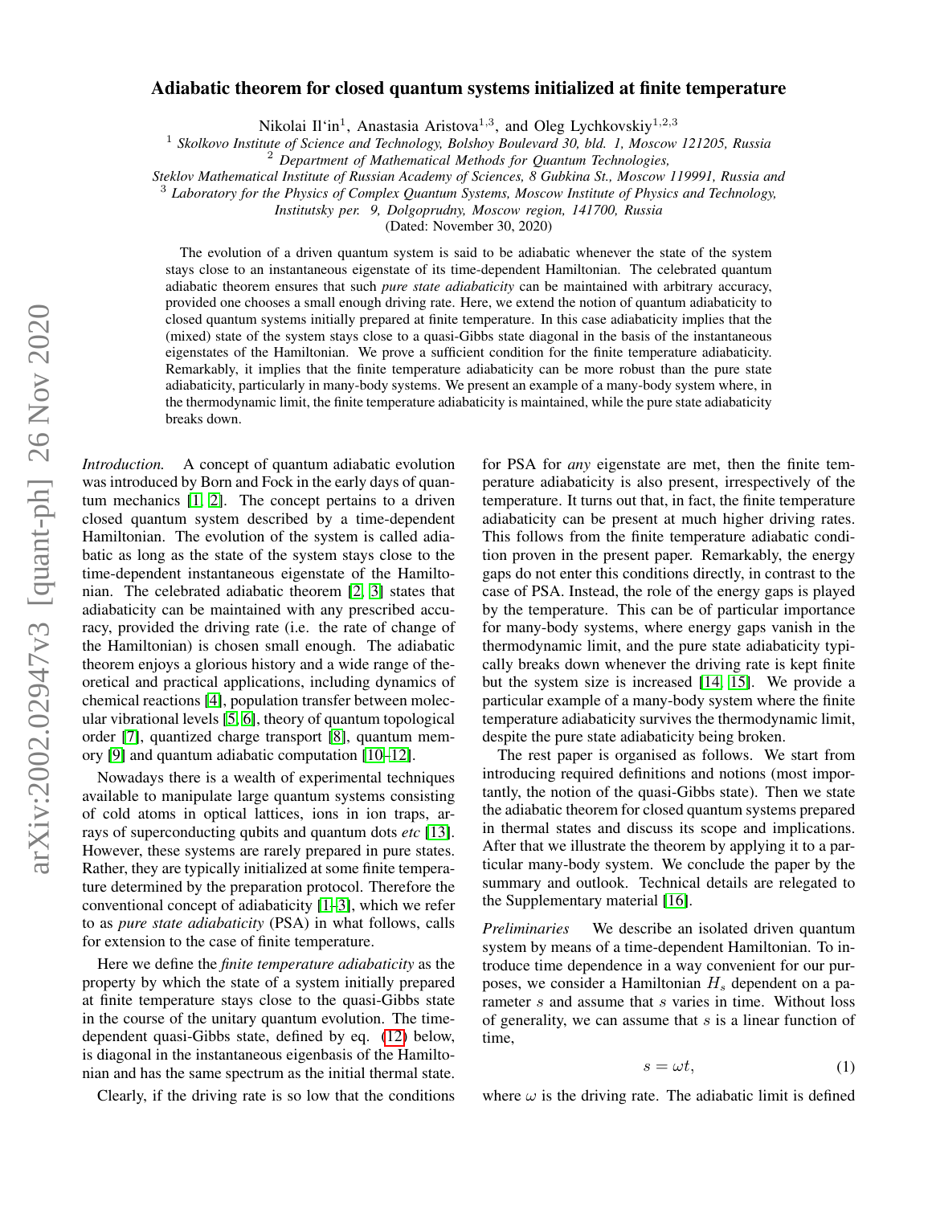# Adiabatic theorem for closed quantum systems initialized at finite temperature

Nikolai Il'in[1], Anastasia Aristova[1,3], and Oleg Lychkovskiy[1,2,3]

[1] *Skolkovo Institute of Science and Technology, Bolshoy Boulevard 30, bld. 1, Moscow 121205, Russia*
[2] *Department of Mathematical Methods for Quantum Technologies, Steklov Mathematical Institute of Russian Academy of Sciences, 8 Gubkina St., Moscow 119991, Russia and*
[3] *Laboratory for the Physics of Complex Quantum Systems, Moscow Institute of Physics and Technology, Institutsky per. 9, Dolgoprudny, Moscow region, 141700, Russia*

(Dated: November 30, 2020)

The evolution of a driven quantum system is said to be adiabatic whenever the state of the system stays close to an instantaneous eigenstate of its time-dependent Hamiltonian. The celebrated quantum adiabatic theorem ensures that such *pure state adiabaticity* can be maintained with arbitrary accuracy, provided one chooses a small enough driving rate. Here, we extend the notion of quantum adiabaticity to closed quantum systems initially prepared at finite temperature. In this case adiabaticity implies that the (mixed) state of the system stays close to a quasi-Gibbs state diagonal in the basis of the instantaneous eigenstates of the Hamiltonian. We prove a sufficient condition for the finite temperature adiabaticity. Remarkably, it implies that the finite temperature adiabaticity can be more robust than the pure state adiabaticity, particularly in many-body systems. We present an example of a many-body system where, in the thermodynamic limit, the finite temperature adiabaticity is maintained, while the pure state adiabaticity breaks down.

*Introduction.* A concept of quantum adiabatic evolution was introduced by Born and Fock in the early days of quantum mechanics [1, 2]. The concept pertains to a driven closed quantum system described by a time-dependent Hamiltonian. The evolution of the system is called adiabatic as long as the state of the system stays close to the time-dependent instantaneous eigenstate of the Hamiltonian. The celebrated adiabatic theorem [2, 3] states that adiabaticity can be maintained with any prescribed accuracy, provided the driving rate (i.e. the rate of change of the Hamiltonian) is chosen small enough. The adiabatic theorem enjoys a glorious history and a wide range of theoretical and practical applications, including dynamics of chemical reactions [4], population transfer between molecular vibrational levels [5, 6], theory of quantum topological order [7], quantized charge transport [8], quantum memory [9] and quantum adiabatic computation [10–12].

Nowadays there is a wealth of experimental techniques available to manipulate large quantum systems consisting of cold atoms in optical lattices, ions in ion traps, arrays of superconducting qubits and quantum dots *etc* [13]. However, these systems are rarely prepared in pure states. Rather, they are typically initialized at some finite temperature determined by the preparation protocol. Therefore the conventional concept of adiabaticity [1–3], which we refer to as *pure state adiabaticity* (PSA) in what follows, calls for extension to the case of finite temperature.

Here we define the *finite temperature adiabaticity* as the property by which the state of a system initially prepared at finite temperature stays close to the quasi-Gibbs state in the course of the unitary quantum evolution. The time-dependent quasi-Gibbs state, defined by eq. (12) below, is diagonal in the instantaneous eigenbasis of the Hamiltonian and has the same spectrum as the initial thermal state.

Clearly, if the driving rate is so low that the conditions for PSA for *any* eigenstate are met, then the finite temperature adiabaticity is also present, irrespectively of the temperature. It turns out that, in fact, the finite temperature adiabaticity can be present at much higher driving rates. This follows from the finite temperature adiabatic condition proven in the present paper. Remarkably, the energy gaps do not enter this conditions directly, in contrast to the case of PSA. Instead, the role of the energy gaps is played by the temperature. This can be of particular importance for many-body systems, where energy gaps vanish in the thermodynamic limit, and the pure state adiabaticity typically breaks down whenever the driving rate is kept finite but the system size is increased [14, 15]. We provide a particular example of a many-body system where the finite temperature adiabaticity survives the thermodynamic limit, despite the pure state adiabaticity being broken.

The rest paper is organised as follows. We start from introducing required definitions and notions (most importantly, the notion of the quasi-Gibbs state). Then we state the adiabatic theorem for closed quantum systems prepared in thermal states and discuss its scope and implications. After that we illustrate the theorem by applying it to a particular many-body system. We conclude the paper by the summary and outlook. Technical details are relegated to the Supplementary material [16].

*Preliminaries* We describe an isolated driven quantum system by means of a time-dependent Hamiltonian. To introduce time dependence in a way convenient for our purposes, we consider a Hamiltonian $H_s$ dependent on a parameter $s$ and assume that $s$ varies in time. Without loss of generality, we can assume that $s$ is a linear function of time,

$$s = \omega t, \tag{1}$$

where $\omega$ is the driving rate. The adiabatic limit is defined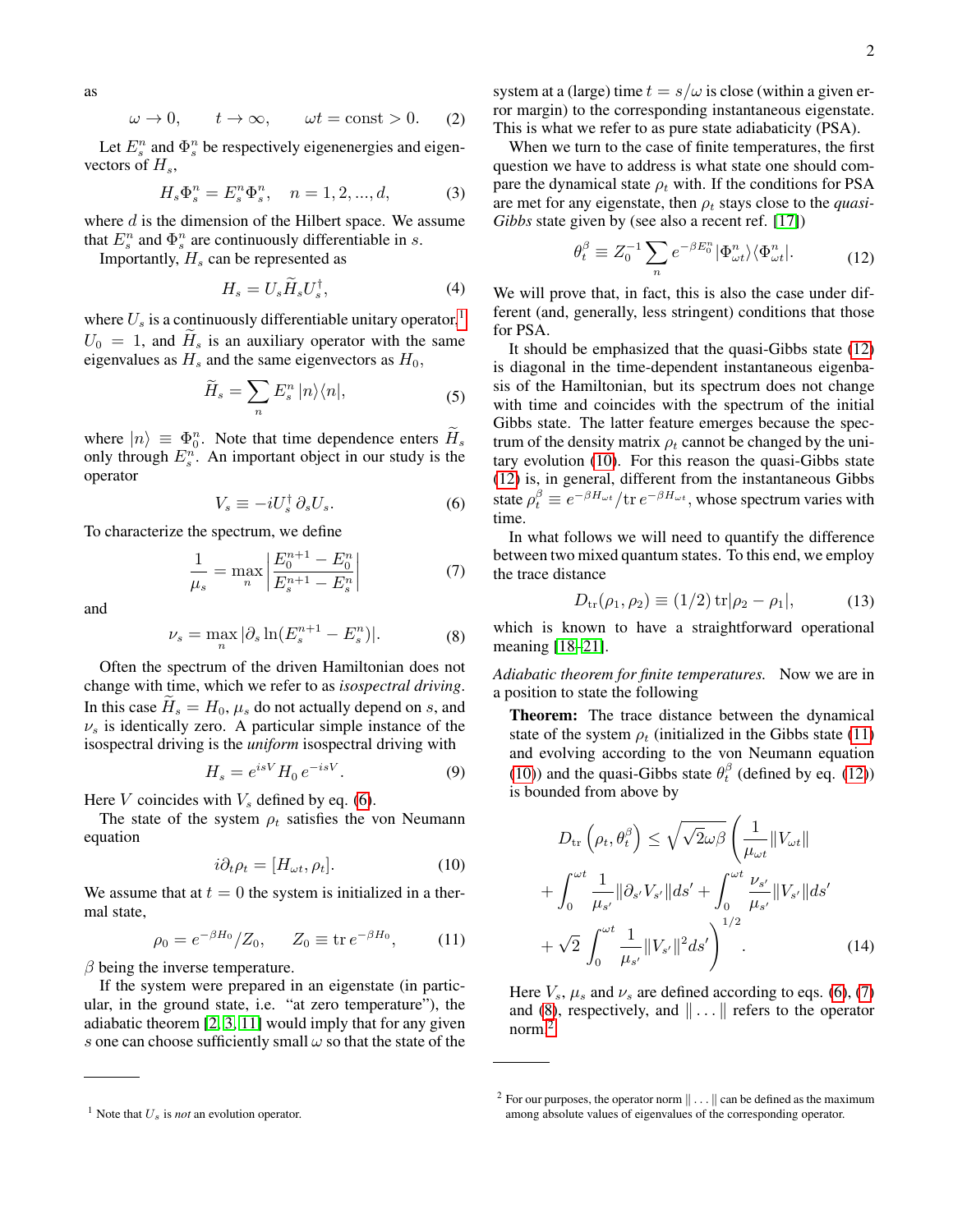as

$$\omega \to 0, \qquad t \to \infty, \qquad \omega t = \text{const} > 0. \qquad (2)$$

Let $E_s^n$ and $\Phi_s^n$ be respectively eigenenergies and eigenvectors of $H_s$,

$$H_s \Phi_s^n = E_s^n \Phi_s^n, \quad n = 1, 2, ..., d, \qquad (3)$$

where $d$ is the dimension of the Hilbert space. We assume that $E_s^n$ and $\Phi_s^n$ are continuously differentiable in $s$.

Importantly, $H_s$ can be represented as

$$H_s = U_s \widetilde{H}_s U_s^\dagger, \qquad (4)$$

where $U_s$ is a continuously differentiable unitary operator,[1] $U_0 = 1$, and $\widetilde{H}_s$ is an auxiliary operator with the same eigenvalues as $H_s$ and the same eigenvectors as $H_0$,

$$\widetilde{H}_s = \sum_n E_s^n \, |n\rangle\langle n|, \qquad (5)$$

where $|n\rangle \equiv \Phi_0^n$. Note that time dependence enters $\widetilde{H}_s$ only through $E_s^n$. An important object in our study is the operator

$$V_s \equiv -i U_s^\dagger \, \partial_s U_s. \qquad (6)$$

To characterize the spectrum, we define

$$\frac{1}{\mu_s} = \max_n \left| \frac{E_0^{n+1} - E_0^n}{E_s^{n+1} - E_s^n} \right| \qquad (7)$$

and

$$\nu_s = \max_n |\partial_s \ln(E_s^{n+1} - E_s^n)|. \qquad (8)$$

Often the spectrum of the driven Hamiltonian does not change with time, which we refer to as *isospectral driving*. In this case $\widetilde{H}_s = H_0$, $\mu_s$ do not actually depend on $s$, and $\nu_s$ is identically zero. A particular simple instance of the isospectral driving is the *uniform* isospectral driving with

$$H_s = e^{isV} H_0 \, e^{-isV}. \qquad (9)$$

Here $V$ coincides with $V_s$ defined by eq. (6).

The state of the system $\rho_t$ satisfies the von Neumann equation

$$i \partial_t \rho_t = [H_{\omega t}, \rho_t]. \qquad (10)$$

We assume that at $t = 0$ the system is initialized in a thermal state,

$$\rho_0 = e^{-\beta H_0}/Z_0, \qquad Z_0 \equiv \operatorname{tr} e^{-\beta H_0}, \qquad (11)$$

$\beta$ being the inverse temperature.

If the system were prepared in an eigenstate (in particular, in the ground state, i.e. "at zero temperature"), the adiabatic theorem [2, 3, 11] would imply that for any given $s$ one can choose sufficiently small $\omega$ so that the state of the system at a (large) time $t = s/\omega$ is close (within a given error margin) to the corresponding instantaneous eigenstate. This is what we refer to as pure state adiabaticity (PSA).

When we turn to the case of finite temperatures, the first question we have to address is what state one should compare the dynamical state $\rho_t$ with. If the conditions for PSA are met for any eigenstate, then $\rho_t$ stays close to the *quasi-Gibbs* state given by (see also a recent ref. [17])

$$\theta_t^\beta \equiv Z_0^{-1} \sum_n e^{-\beta E_0^n} |\Phi_{\omega t}^n\rangle\langle\Phi_{\omega t}^n|. \qquad (12)$$

We will prove that, in fact, this is also the case under different (and, generally, less stringent) conditions that those for PSA.

It should be emphasized that the quasi-Gibbs state (12) is diagonal in the time-dependent instantaneous eigenbasis of the Hamiltonian, but its spectrum does not change with time and coincides with the spectrum of the initial Gibbs state. The latter feature emerges because the spectrum of the density matrix $\rho_t$ cannot be changed by the unitary evolution (10). For this reason the quasi-Gibbs state (12) is, in general, different from the instantaneous Gibbs state $\rho_t^\beta \equiv e^{-\beta H_{\omega t}}/\operatorname{tr} e^{-\beta H_{\omega t}}$, whose spectrum varies with time.

In what follows we will need to quantify the difference between two mixed quantum states. To this end, we employ the trace distance

$$D_{\rm tr}(\rho_1, \rho_2) \equiv (1/2) \operatorname{tr}|\rho_2 - \rho_1|, \qquad (13)$$

which is known to have a straightforward operational meaning [18–21].

*Adiabatic theorem for finite temperatures.* Now we are in a position to state the following

**Theorem:** The trace distance between the dynamical state of the system $\rho_t$ (initialized in the Gibbs state (11) and evolving according to the von Neumann equation (10)) and the quasi-Gibbs state $\theta_t^\beta$ (defined by eq. (12)) is bounded from above by

$$D_{\rm tr}\left(\rho_t, \theta_t^\beta\right) \le \sqrt{\sqrt{2}\omega\beta} \left( \frac{1}{\mu_{\omega t}} \|V_{\omega t}\| + \int_0^{\omega t} \frac{1}{\mu_{s'}} \|\partial_{s'} V_{s'}\| ds' + \int_0^{\omega t} \frac{\nu_{s'}}{\mu_{s'}} \|V_{s'}\| ds' + \sqrt{2} \int_0^{\omega t} \frac{1}{\mu_{s'}} \|V_{s'}\|^2 ds' \right)^{1/2}. \qquad (14)$$

Here $V_s$, $\mu_s$ and $\nu_s$ are defined according to eqs. (6), (7) and (8), respectively, and $\|\ldots\|$ refers to the operator norm.[2]

---

[1] Note that $U_s$ is *not* an evolution operator.

[2] For our purposes, the operator norm $\|\ldots\|$ can be defined as the maximum among absolute values of eigenvalues of the corresponding operator.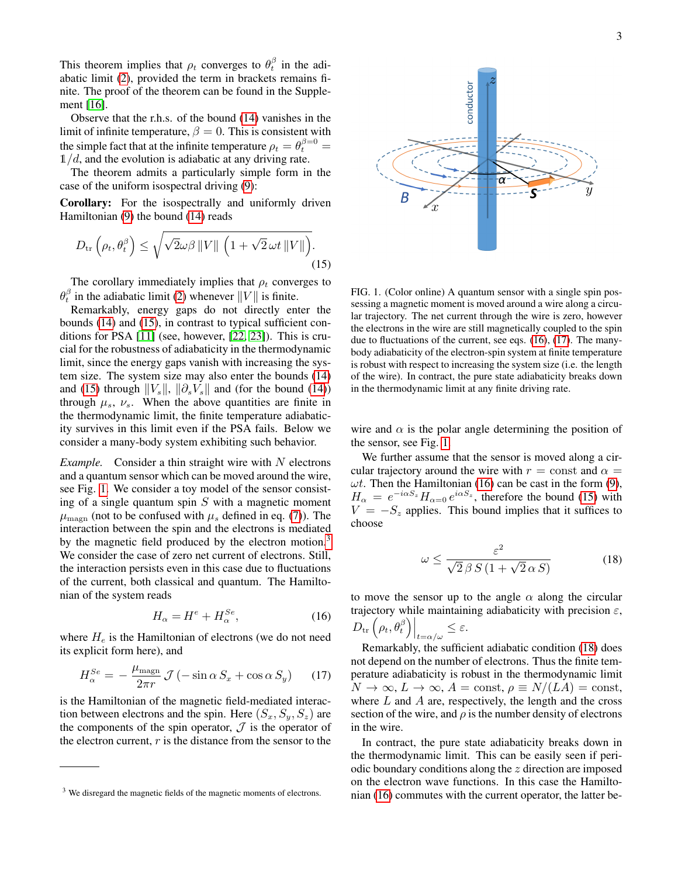This theorem implies that $\rho_t$ converges to $\theta_t^\beta$ in the adiabatic limit (2), provided the term in brackets remains finite. The proof of the theorem can be found in the Supplement [16].

Observe that the r.h.s. of the bound (14) vanishes in the limit of infinite temperature, $\beta = 0$. This is consistent with the simple fact that at the infinite temperature $\rho_t = \theta_t^{\beta=0} = \mathbb{1}/d$, and the evolution is adiabatic at any driving rate.

The theorem admits a particularly simple form in the case of the uniform isospectral driving (9):

**Corollary:** For the isospectrally and uniformly driven Hamiltonian (9) the bound (14) reads

$$D_{\rm tr}\left(\rho_t, \theta_t^\beta\right) \leq \sqrt{\sqrt{2}\omega\beta \, \|V\| \, \left(1+\sqrt{2}\,\omega t \, \|V\|\right)}. \tag{15}$$

The corollary immediately implies that $\rho_t$ converges to $\theta_t^\beta$ in the adiabatic limit (2) whenever $\|V\|$ is finite.

Remarkably, energy gaps do not directly enter the bounds (14) and (15), in contrast to typical sufficient conditions for PSA [11] (see, however, [22, 23]). This is crucial for the robustness of adiabaticity in the thermodynamic limit, since the energy gaps vanish with increasing the system size. The system size may also enter the bounds (14) and (15) through $\|V_s\|$, $\|\partial_s V_s\|$ and (for the bound (14)) through $\mu_s$, $\nu_s$. When the above quantities are finite in the thermodynamic limit, the finite temperature adiabaticity survives in this limit even if the PSA fails. Below we consider a many-body system exhibiting such behavior.

*Example.* Consider a thin straight wire with $N$ electrons and a quantum sensor which can be moved around the wire, see Fig. 1. We consider a toy model of the sensor consisting of a single quantum spin $S$ with a magnetic moment $\mu_{\rm magn}$ (not to be confused with $\mu_s$ defined in eq. (7)). The interaction between the spin and the electrons is mediated by the magnetic field produced by the electron motion.[3] We consider the case of zero net current of electrons. Still, the interaction persists even in this case due to fluctuations of the current, both classical and quantum. The Hamiltonian of the system reads

$$H_\alpha = H^e + H_\alpha^{Se}, \tag{16}$$

where $H_e$ is the Hamiltonian of electrons (we do not need its explicit form here), and

$$H_\alpha^{Se} = -\frac{\mu_{\rm magn}}{2\pi r}\,\mathcal{J}\left(-\sin\alpha\, S_x + \cos\alpha\, S_y\right) \tag{17}$$

is the Hamiltonian of the magnetic field-mediated interaction between electrons and the spin. Here $(S_x, S_y, S_z)$ are the components of the spin operator, $\mathcal{J}$ is the operator of the electron current, $r$ is the distance from the sensor to the wire and $\alpha$ is the polar angle determining the position of the sensor, see Fig. 1.

FIG. 1. (Color online) A quantum sensor with a single spin possessing a magnetic moment is moved around a wire along a circular trajectory. The net current through the wire is zero, however the electrons in the wire are still magnetically coupled to the spin due to fluctuations of the current, see eqs. (16), (17). The many-body adiabaticity of the electron-spin system at finite temperature is robust with respect to increasing the system size (i.e. the length of the wire). In contract, the pure state adiabaticity breaks down in the thermodynamic limit at any finite driving rate.

We further assume that the sensor is moved along a circular trajectory around the wire with $r = $ const and $\alpha = \omega t$. Then the Hamiltonian (16) can be cast in the form (9), $H_\alpha = e^{-i\alpha S_z} H_{\alpha=0}\, e^{i\alpha S_z}$, therefore the bound (15) with $V = -S_z$ applies. This bound implies that it suffices to choose

$$\omega \leq \frac{\varepsilon^2}{\sqrt{2}\,\beta\, S\,(1+\sqrt{2}\,\alpha\, S)} \tag{18}$$

to move the sensor up to the angle $\alpha$ along the circular trajectory while maintaining adiabaticity with precision $\varepsilon$, $D_{\rm tr}\left(\rho_t, \theta_t^\beta\right)\Big|_{t=\alpha/\omega} \leq \varepsilon$.

Remarkably, the sufficient adiabatic condition (18) does not depend on the number of electrons. Thus the finite temperature adiabaticity is robust in the thermodynamic limit $N \to \infty$, $L \to \infty$, $A = $ const, $\rho \equiv N/(LA) = $ const, where $L$ and $A$ are, respectively, the length and the cross section of the wire, and $\rho$ is the number density of electrons in the wire.

In contrast, the pure state adiabaticity breaks down in the thermodynamic limit. This can be easily seen if periodic boundary conditions along the $z$ direction are imposed on the electron wave functions. In this case the Hamiltonian (16) commutes with the current operator, the latter be-

[3] We disregard the magnetic fields of the magnetic moments of electrons.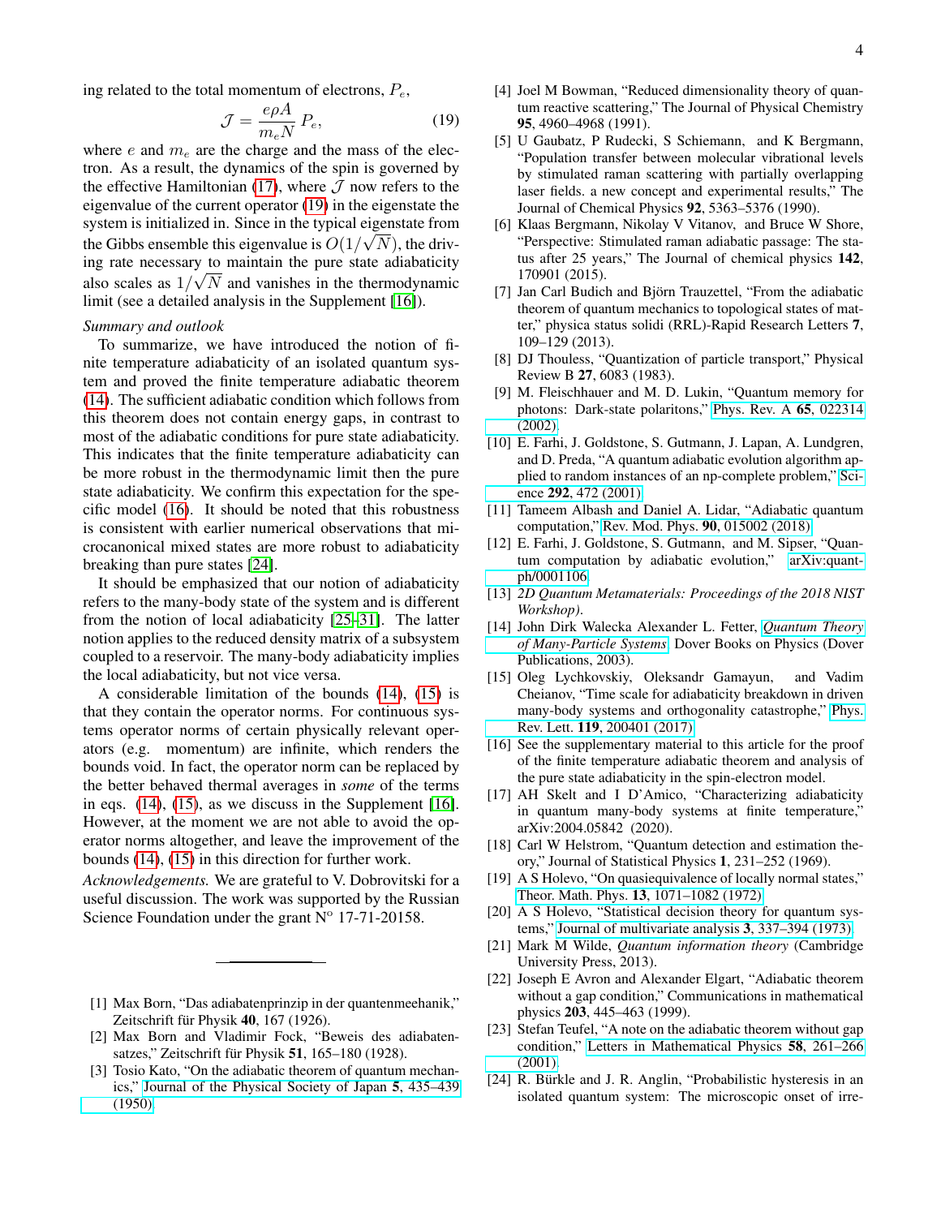ing related to the total momentum of electrons, $P_e$,

$$\mathcal{J} = \frac{e\rho A}{m_e N} P_e, \tag{19}$$

where $e$ and $m_e$ are the charge and the mass of the electron. As a result, the dynamics of the spin is governed by the effective Hamiltonian (17), where $\mathcal{J}$ now refers to the eigenvalue of the current operator (19) in the eigenstate the system is initialized in. Since in the typical eigenstate from the Gibbs ensemble this eigenvalue is $O(1/\sqrt{N})$, the driving rate necessary to maintain the pure state adiabaticity also scales as $1/\sqrt{N}$ and vanishes in the thermodynamic limit (see a detailed analysis in the Supplement [16]).

*Summary and outlook*

To summarize, we have introduced the notion of finite temperature adiabaticity of an isolated quantum system and proved the finite temperature adiabatic theorem (14). The sufficient adiabatic condition which follows from this theorem does not contain energy gaps, in contrast to most of the adiabatic conditions for pure state adiabaticity. This indicates that the finite temperature adiabaticity can be more robust in the thermodynamic limit then the pure state adiabaticity. We confirm this expectation for the specific model (16). It should be noted that this robustness is consistent with earlier numerical observations that microcanonical mixed states are more robust to adiabaticity breaking than pure states [24].

It should be emphasized that our notion of adiabaticity refers to the many-body state of the system and is different from the notion of local adiabaticity [25–31]. The latter notion applies to the reduced density matrix of a subsystem coupled to a reservoir. The many-body adiabaticity implies the local adiabaticity, but not vice versa.

A considerable limitation of the bounds (14), (15) is that they contain the operator norms. For continuous systems operator norms of certain physically relevant operators (e.g. momentum) are infinite, which renders the bounds void. In fact, the operator norm can be replaced by the better behaved thermal averages in *some* of the terms in eqs. (14), (15), as we discuss in the Supplement [16]. However, at the moment we are not able to avoid the operator norms altogether, and leave the improvement of the bounds (14), (15) in this direction for further work.

*Acknowledgements.* We are grateful to V. Dobrovitski for a useful discussion. The work was supported by the Russian Science Foundation under the grant N° 17-71-20158.

---

[1] Max Born, "Das adiabatenprinzip in der quantenmeehanik," Zeitschrift für Physik **40**, 167 (1926).

[2] Max Born and Vladimir Fock, "Beweis des adiabatensatzes," Zeitschrift für Physik **51**, 165–180 (1928).

[3] Tosio Kato, "On the adiabatic theorem of quantum mechanics," Journal of the Physical Society of Japan **5**, 435–439 (1950).

[4] Joel M Bowman, "Reduced dimensionality theory of quantum reactive scattering," The Journal of Physical Chemistry **95**, 4960–4968 (1991).

[5] U Gaubatz, P Rudecki, S Schiemann, and K Bergmann, "Population transfer between molecular vibrational levels by stimulated raman scattering with partially overlapping laser fields. a new concept and experimental results," The Journal of Chemical Physics **92**, 5363–5376 (1990).

[6] Klaas Bergmann, Nikolay V Vitanov, and Bruce W Shore, "Perspective: Stimulated raman adiabatic passage: The status after 25 years," The Journal of chemical physics **142**, 170901 (2015).

[7] Jan Carl Budich and Björn Trauzettel, "From the adiabatic theorem of quantum mechanics to topological states of matter," physica status solidi (RRL)-Rapid Research Letters **7**, 109–129 (2013).

[8] DJ Thouless, "Quantization of particle transport," Physical Review B **27**, 6083 (1983).

[9] M. Fleischhauer and M. D. Lukin, "Quantum memory for photons: Dark-state polaritons," Phys. Rev. A **65**, 022314 (2002).

[10] E. Farhi, J. Goldstone, S. Gutmann, J. Lapan, A. Lundgren, and D. Preda, "A quantum adiabatic evolution algorithm applied to random instances of an np-complete problem," Science **292**, 472 (2001).

[11] Tameem Albash and Daniel A. Lidar, "Adiabatic quantum computation," Rev. Mod. Phys. **90**, 015002 (2018).

[12] E. Farhi, J. Goldstone, S. Gutmann, and M. Sipser, "Quantum computation by adiabatic evolution," arXiv:quant-ph/0001106.

[13] *2D Quantum Metamaterials: Proceedings of the 2018 NIST Workshop)*.

[14] John Dirk Walecka Alexander L. Fetter, *Quantum Theory of Many-Particle Systems*, Dover Books on Physics (Dover Publications, 2003).

[15] Oleg Lychkovskiy, Oleksandr Gamayun, and Vadim Cheianov, "Time scale for adiabaticity breakdown in driven many-body systems and orthogonality catastrophe," Phys. Rev. Lett. **119**, 200401 (2017).

[16] See the supplementary material to this article for the proof of the finite temperature adiabatic theorem and analysis of the pure state adiabaticity in the spin-electron model.

[17] AH Skelt and I D'Amico, "Characterizing adiabaticity in quantum many-body systems at finite temperature," arXiv:2004.05842 (2020).

[18] Carl W Helstrom, "Quantum detection and estimation theory," Journal of Statistical Physics **1**, 231–252 (1969).

[19] A S Holevo, "On quasiequivalence of locally normal states," Theor. Math. Phys. **13**, 1071–1082 (1972).

[20] A S Holevo, "Statistical decision theory for quantum systems," Journal of multivariate analysis **3**, 337–394 (1973).

[21] Mark M Wilde, *Quantum information theory* (Cambridge University Press, 2013).

[22] Joseph E Avron and Alexander Elgart, "Adiabatic theorem without a gap condition," Communications in mathematical physics **203**, 445–463 (1999).

[23] Stefan Teufel, "A note on the adiabatic theorem without gap condition," Letters in Mathematical Physics **58**, 261–266 (2001).

[24] R. Bürkle and J. R. Anglin, "Probabilistic hysteresis in an isolated quantum system: The microscopic onset of irre-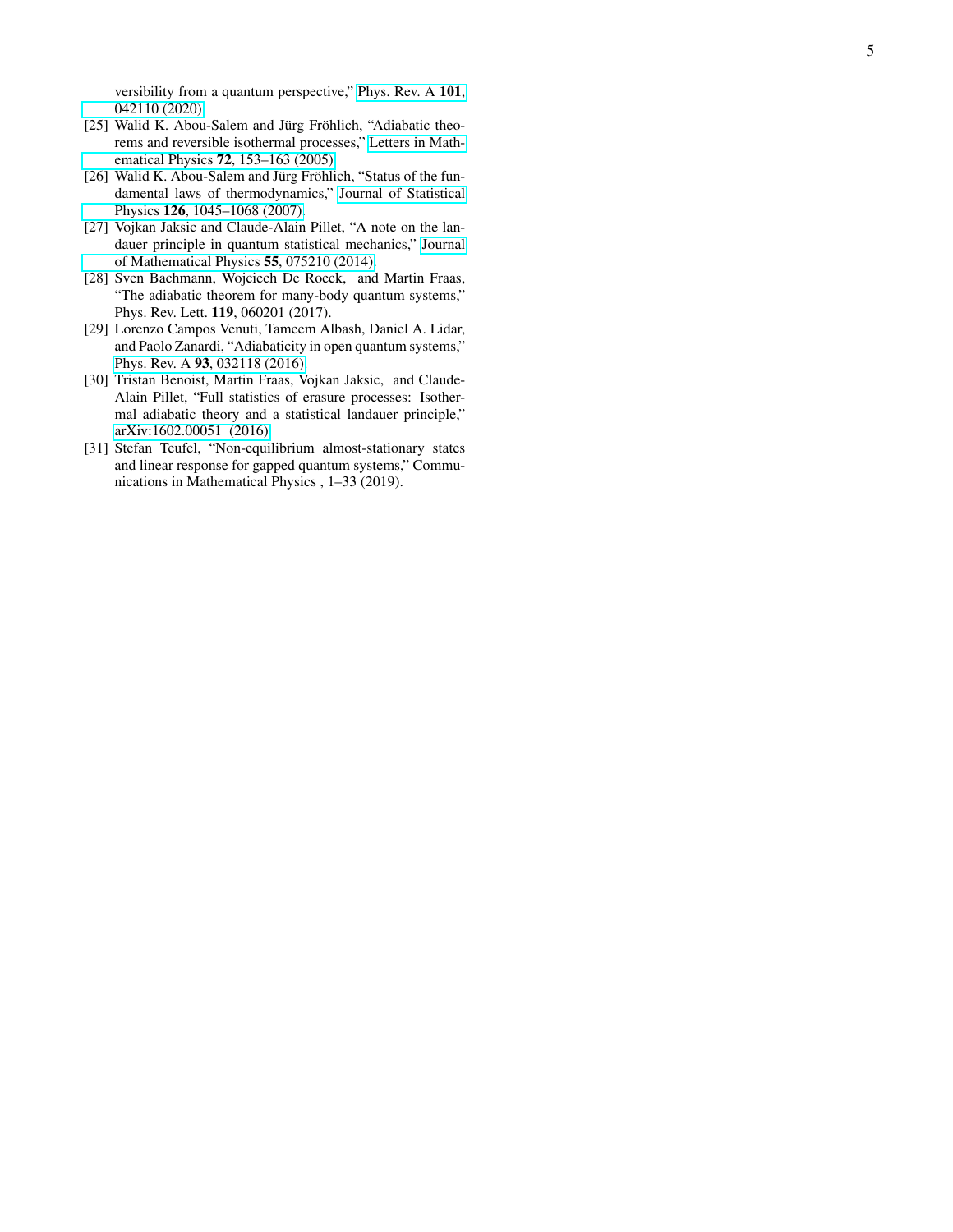versibility from a quantum perspective," Phys. Rev. A **101**, 042110 (2020).

[25] Walid K. Abou-Salem and Jürg Fröhlich, "Adiabatic theorems and reversible isothermal processes," Letters in Mathematical Physics **72**, 153–163 (2005).

[26] Walid K. Abou-Salem and Jürg Fröhlich, "Status of the fundamental laws of thermodynamics," Journal of Statistical Physics **126**, 1045–1068 (2007).

[27] Vojkan Jaksic and Claude-Alain Pillet, "A note on the landauer principle in quantum statistical mechanics," Journal of Mathematical Physics **55**, 075210 (2014).

[28] Sven Bachmann, Wojciech De Roeck, and Martin Fraas, "The adiabatic theorem for many-body quantum systems," Phys. Rev. Lett. **119**, 060201 (2017).

[29] Lorenzo Campos Venuti, Tameem Albash, Daniel A. Lidar, and Paolo Zanardi, "Adiabaticity in open quantum systems," Phys. Rev. A **93**, 032118 (2016).

[30] Tristan Benoist, Martin Fraas, Vojkan Jaksic, and Claude-Alain Pillet, "Full statistics of erasure processes: Isothermal adiabatic theory and a statistical landauer principle," arXiv:1602.00051 (2016).

[31] Stefan Teufel, "Non-equilibrium almost-stationary states and linear response for gapped quantum systems," Communications in Mathematical Physics , 1–33 (2019).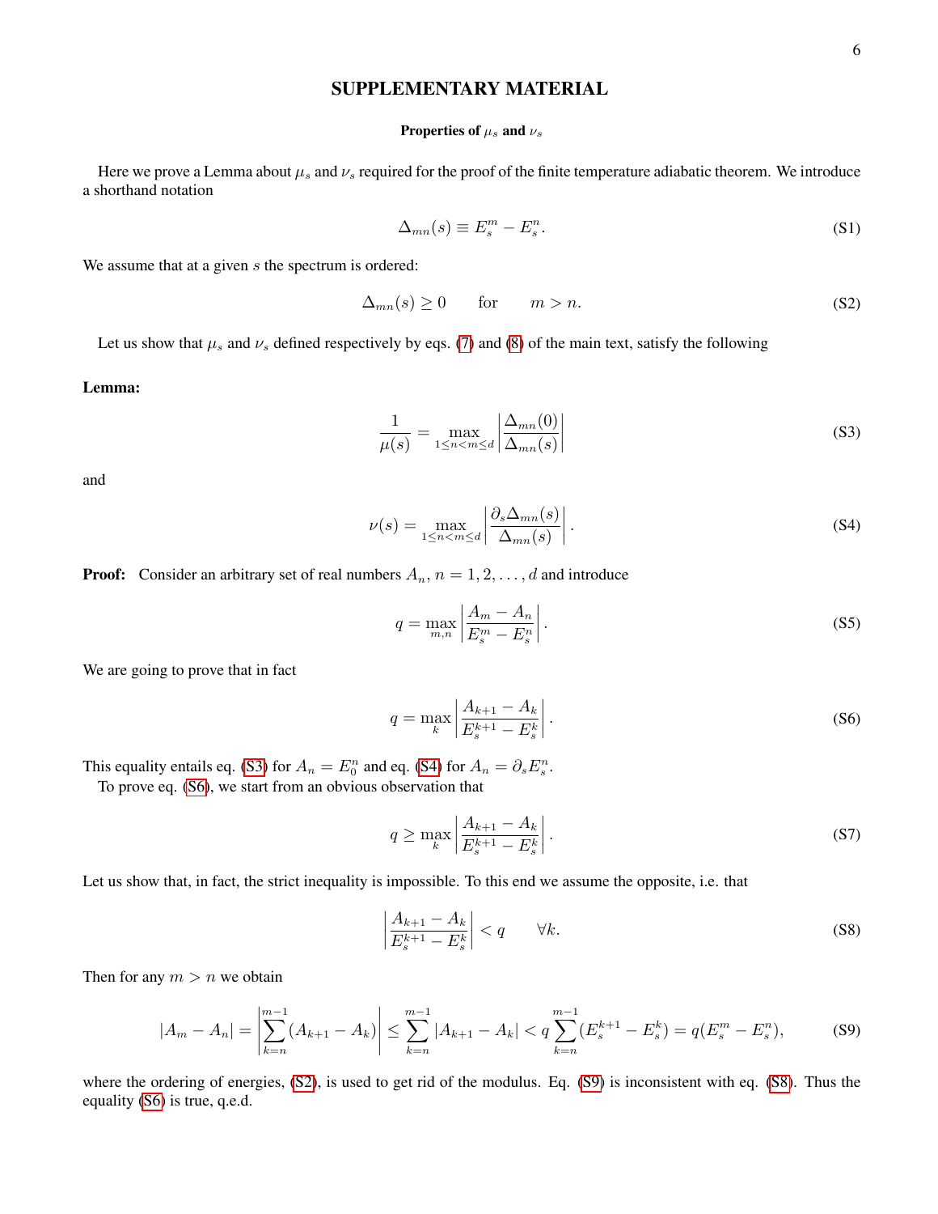# SUPPLEMENTARY MATERIAL

### Properties of $\mu_s$ and $\nu_s$

Here we prove a Lemma about $\mu_s$ and $\nu_s$ required for the proof of the finite temperature adiabatic theorem. We introduce a shorthand notation

$$\Delta_{mn}(s) \equiv E_s^m - E_s^n. \tag{S1}$$

We assume that at a given $s$ the spectrum is ordered:

$$\Delta_{mn}(s) \geq 0 \qquad \text{for} \qquad m > n. \tag{S2}$$

Let us show that $\mu_s$ and $\nu_s$ defined respectively by eqs. (7) and (8) of the main text, satisfy the following

**Lemma:**

$$\frac{1}{\mu(s)} = \max_{1 \leq n < m \leq d} \left| \frac{\Delta_{mn}(0)}{\Delta_{mn}(s)} \right| \tag{S3}$$

and

$$\nu(s) = \max_{1 \leq n < m \leq d} \left| \frac{\partial_s \Delta_{mn}(s)}{\Delta_{mn}(s)} \right|. \tag{S4}$$

**Proof:** Consider an arbitrary set of real numbers $A_n$, $n = 1, 2, \ldots, d$ and introduce

$$q = \max_{m,n} \left| \frac{A_m - A_n}{E_s^m - E_s^n} \right|. \tag{S5}$$

We are going to prove that in fact

$$q = \max_{k} \left| \frac{A_{k+1} - A_k}{E_s^{k+1} - E_s^k} \right|. \tag{S6}$$

This equality entails eq. (S3) for $A_n = E_0^n$ and eq. (S4) for $A_n = \partial_s E_s^n$.

To prove eq. (S6), we start from an obvious observation that

$$q \geq \max_{k} \left| \frac{A_{k+1} - A_k}{E_s^{k+1} - E_s^k} \right|. \tag{S7}$$

Let us show that, in fact, the strict inequality is impossible. To this end we assume the opposite, i.e. that

$$\left| \frac{A_{k+1} - A_k}{E_s^{k+1} - E_s^k} \right| < q \qquad \forall k. \tag{S8}$$

Then for any $m > n$ we obtain

$$|A_m - A_n| = \left| \sum_{k=n}^{m-1} (A_{k+1} - A_k) \right| \leq \sum_{k=n}^{m-1} |A_{k+1} - A_k| < q \sum_{k=n}^{m-1} (E_s^{k+1} - E_s^k) = q(E_s^m - E_s^n), \tag{S9}$$

where the ordering of energies, (S2), is used to get rid of the modulus. Eq. (S9) is inconsistent with eq. (S8). Thus the equality (S6) is true, q.e.d.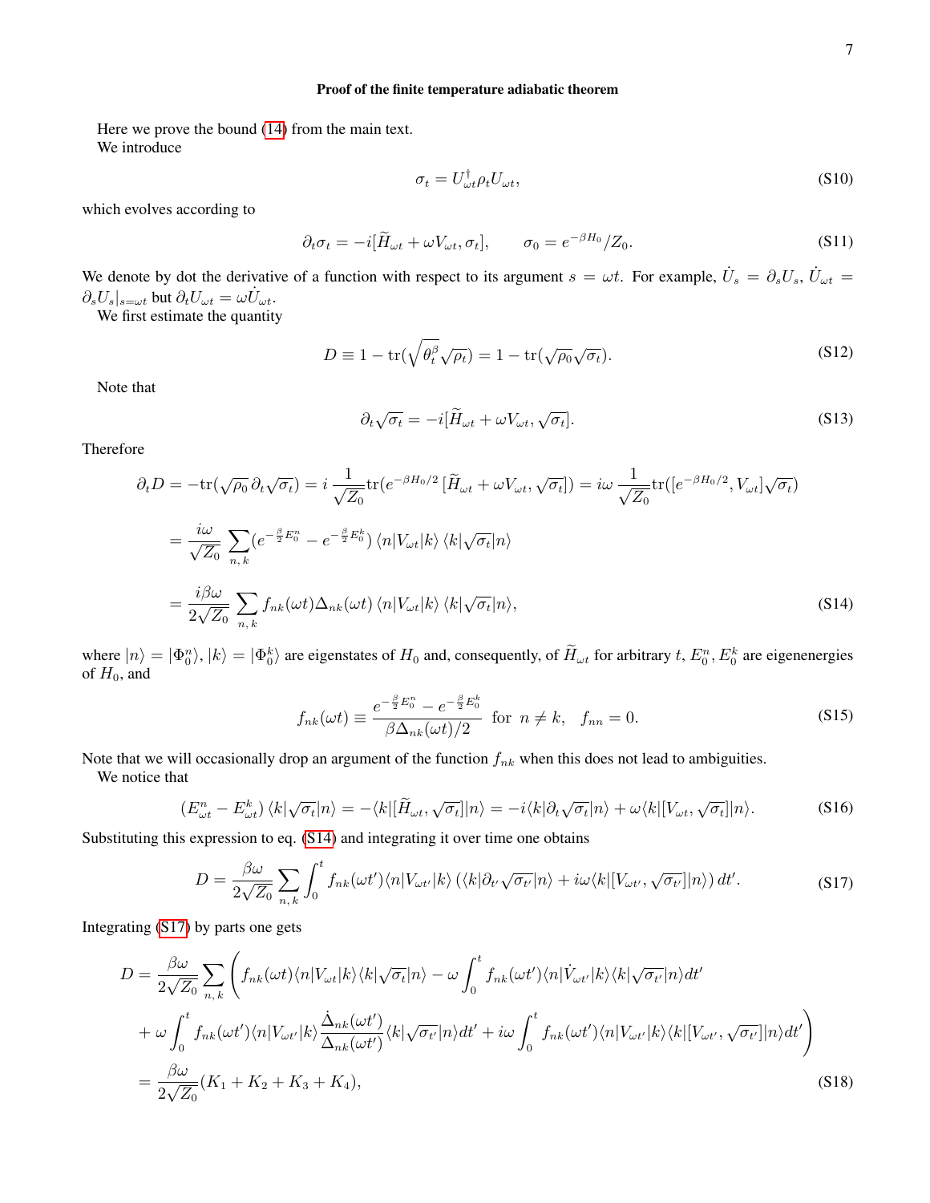### Proof of the finite temperature adiabatic theorem

Here we prove the bound (14) from the main text.

We introduce

$$\sigma_t = U_{\omega t}^\dagger \rho_t U_{\omega t}, \tag{S10}$$

which evolves according to

$$\partial_t \sigma_t = -i[\widetilde{H}_{\omega t} + \omega V_{\omega t}, \sigma_t], \qquad \sigma_0 = e^{-\beta H_0}/Z_0. \tag{S11}$$

We denote by dot the derivative of a function with respect to its argument $s = \omega t$. For example, $\dot{U}_s = \partial_s U_s$, $\dot{U}_{\omega t} = \partial_s U_s|_{s=\omega t}$ but $\partial_t U_{\omega t} = \omega \dot{U}_{\omega t}$.

We first estimate the quantity

$$D \equiv 1 - \operatorname{tr}(\sqrt{\theta_t^\beta}\sqrt{\rho_t}) = 1 - \operatorname{tr}(\sqrt{\rho_0}\sqrt{\sigma_t}). \tag{S12}$$

Note that

$$\partial_t \sqrt{\sigma_t} = -i[\widetilde{H}_{\omega t} + \omega V_{\omega t}, \sqrt{\sigma_t}]. \tag{S13}$$

Therefore

$$
\begin{aligned}
\partial_t D &= -\operatorname{tr}(\sqrt{\rho_0}\,\partial_t\sqrt{\sigma_t}) = i\,\frac{1}{\sqrt{Z_0}}\operatorname{tr}(e^{-\beta H_0/2}\,[\widetilde{H}_{\omega t} + \omega V_{\omega t}, \sqrt{\sigma_t}]) = i\omega\,\frac{1}{\sqrt{Z_0}}\operatorname{tr}([e^{-\beta H_0/2}, V_{\omega t}]\sqrt{\sigma_t}) \\
&= \frac{i\omega}{\sqrt{Z_0}}\sum_{n,\,k}(e^{-\frac{\beta}{2}E_0^n} - e^{-\frac{\beta}{2}E_0^k})\,\langle n|V_{\omega t}|k\rangle\,\langle k|\sqrt{\sigma_t}|n\rangle \\
&= \frac{i\beta\omega}{2\sqrt{Z_0}}\sum_{n,\,k} f_{nk}(\omega t)\Delta_{nk}(\omega t)\,\langle n|V_{\omega t}|k\rangle\,\langle k|\sqrt{\sigma_t}|n\rangle,
\end{aligned} \tag{S14}
$$

where $|n\rangle = |\Phi_0^n\rangle$, $|k\rangle = |\Phi_0^k\rangle$ are eigenstates of $H_0$ and, consequently, of $\widetilde{H}_{\omega t}$ for arbitrary $t$, $E_0^n, E_0^k$ are eigenenergies of $H_0$, and

$$f_{nk}(\omega t) \equiv \frac{e^{-\frac{\beta}{2}E_0^n} - e^{-\frac{\beta}{2}E_0^k}}{\beta\Delta_{nk}(\omega t)/2} \;\text{ for }\; n \neq k, \quad f_{nn} = 0. \tag{S15}$$

Note that we will occasionally drop an argument of the function $f_{nk}$ when this does not lead to ambiguities.

We notice that

$$(E_{\omega t}^n - E_{\omega t}^k)\,\langle k|\sqrt{\sigma_t}|n\rangle = -\langle k|[\widetilde{H}_{\omega t}, \sqrt{\sigma_t}]|n\rangle = -i\langle k|\partial_t\sqrt{\sigma_t}|n\rangle + \omega\langle k|[V_{\omega t}, \sqrt{\sigma_t}]|n\rangle. \tag{S16}$$

Substituting this expression to eq. (S14) and integrating it over time one obtains

$$D = \frac{\beta\omega}{2\sqrt{Z_0}}\sum_{n,\,k}\int_0^t f_{nk}(\omega t')\langle n|V_{\omega t'}|k\rangle\left(\langle k|\partial_{t'}\sqrt{\sigma_{t'}}|n\rangle + i\omega\langle k|[V_{\omega t'}, \sqrt{\sigma_{t'}}]|n\rangle\right)dt'. \tag{S17}$$

Integrating (S17) by parts one gets

$$
\begin{aligned}
D &= \frac{\beta\omega}{2\sqrt{Z_0}}\sum_{n,\,k}\Bigg(f_{nk}(\omega t)\langle n|V_{\omega t}|k\rangle\langle k|\sqrt{\sigma_t}|n\rangle - \omega\int_0^t f_{nk}(\omega t')\langle n|\dot{V}_{\omega t'}|k\rangle\langle k|\sqrt{\sigma_{t'}}|n\rangle dt' \\
&\quad + \omega\int_0^t f_{nk}(\omega t')\langle n|V_{\omega t'}|k\rangle\frac{\dot{\Delta}_{nk}(\omega t')}{\Delta_{nk}(\omega t')}\langle k|\sqrt{\sigma_{t'}}|n\rangle dt' + i\omega\int_0^t f_{nk}(\omega t')\langle n|V_{\omega t'}|k\rangle\langle k|[V_{\omega t'}, \sqrt{\sigma_{t'}}]|n\rangle dt'\Bigg) \\
&= \frac{\beta\omega}{2\sqrt{Z_0}}(K_1 + K_2 + K_3 + K_4),
\end{aligned} \tag{S18}
$$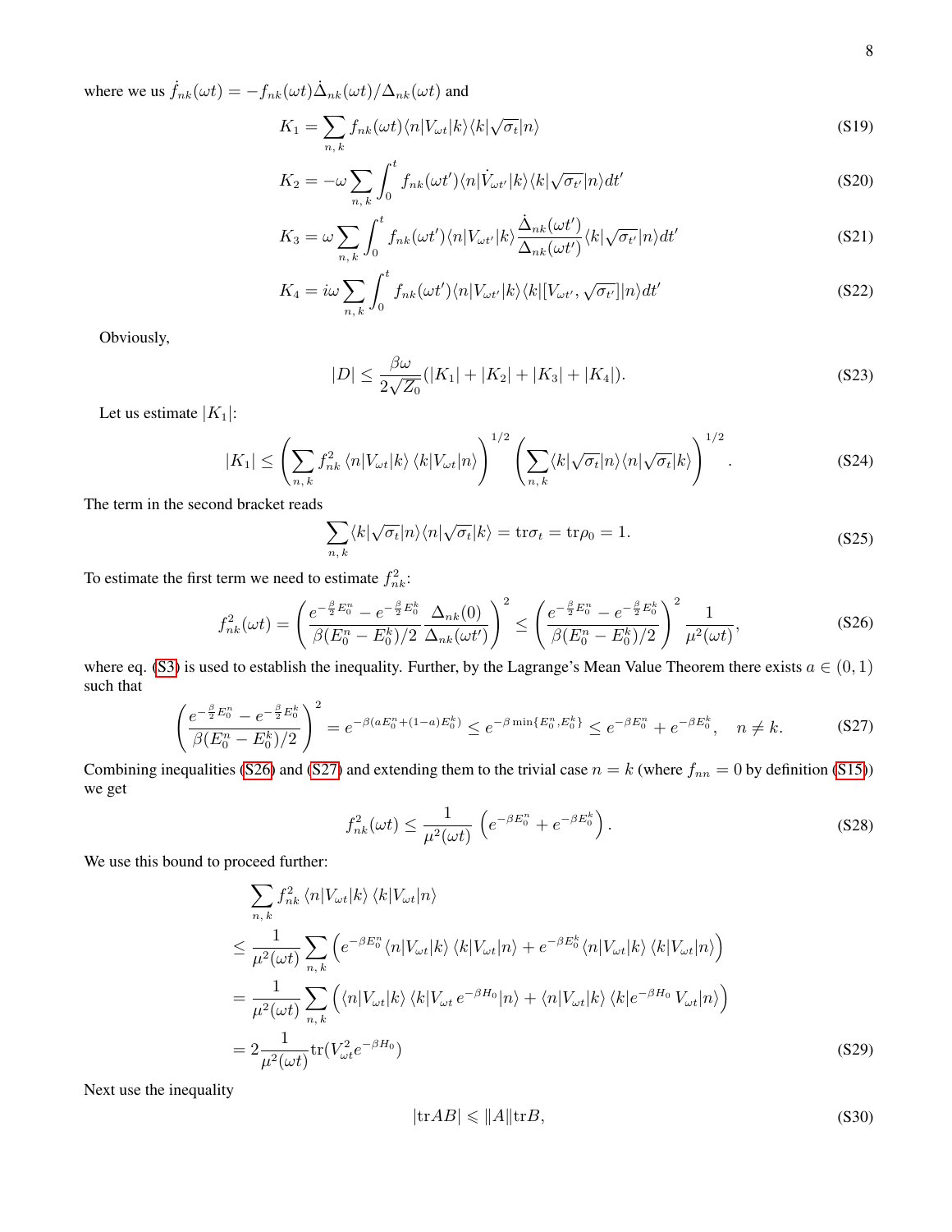where we us $\dot{f}_{nk}(\omega t) = -f_{nk}(\omega t)\dot{\Delta}_{nk}(\omega t)/\Delta_{nk}(\omega t)$ and

$$K_1 = \sum_{n,\,k} f_{nk}(\omega t)\langle n|V_{\omega t}|k\rangle\langle k|\sqrt{\sigma_t}|n\rangle \tag{S19}$$

$$K_2 = -\omega \sum_{n,\,k} \int_0^t f_{nk}(\omega t')\langle n|\dot{V}_{\omega t'}|k\rangle\langle k|\sqrt{\sigma_{t'}}|n\rangle dt' \tag{S20}$$

$$K_3 = \omega \sum_{n,\,k} \int_0^t f_{nk}(\omega t')\langle n|V_{\omega t'}|k\rangle \frac{\dot{\Delta}_{nk}(\omega t')}{\Delta_{nk}(\omega t')}\langle k|\sqrt{\sigma_{t'}}|n\rangle dt' \tag{S21}$$

$$K_4 = i\omega \sum_{n,\,k} \int_0^t f_{nk}(\omega t')\langle n|V_{\omega t'}|k\rangle\langle k|[V_{\omega t'}, \sqrt{\sigma_{t'}}]|n\rangle dt' \tag{S22}$$

Obviously,

$$|D| \leq \frac{\beta\omega}{2\sqrt{Z_0}}(|K_1| + |K_2| + |K_3| + |K_4|). \tag{S23}$$

Let us estimate $|K_1|$:

$$|K_1| \leq \left(\sum_{n,\,k} f_{nk}^2 \,\langle n|V_{\omega t}|k\rangle\,\langle k|V_{\omega t}|n\rangle\right)^{1/2} \left(\sum_{n,\,k}\langle k|\sqrt{\sigma_t}|n\rangle\langle n|\sqrt{\sigma_t}|k\rangle\right)^{1/2}. \tag{S24}$$

The term in the second bracket reads

$$\sum_{n,\,k}\langle k|\sqrt{\sigma_t}|n\rangle\langle n|\sqrt{\sigma_t}|k\rangle = \mathrm{tr}\sigma_t = \mathrm{tr}\rho_0 = 1. \tag{S25}$$

To estimate the first term we need to estimate $f_{nk}^2$:

$$f_{nk}^2(\omega t) = \left(\frac{e^{-\frac{\beta}{2}E_0^n} - e^{-\frac{\beta}{2}E_0^k}}{\beta(E_0^n - E_0^k)/2}\frac{\Delta_{nk}(0)}{\Delta_{nk}(\omega t')}\right)^2 \leq \left(\frac{e^{-\frac{\beta}{2}E_0^n} - e^{-\frac{\beta}{2}E_0^k}}{\beta(E_0^n - E_0^k)/2}\right)^2 \frac{1}{\mu^2(\omega t)}, \tag{S26}$$

where eq. (S3) is used to establish the inequality. Further, by the Lagrange's Mean Value Theorem there exists $a \in (0, 1)$ such that

$$\left(\frac{e^{-\frac{\beta}{2}E_0^n} - e^{-\frac{\beta}{2}E_0^k}}{\beta(E_0^n - E_0^k)/2}\right)^2 = e^{-\beta(aE_0^n + (1-a)E_0^k)} \leq e^{-\beta\min\{E_0^n, E_0^k\}} \leq e^{-\beta E_0^n} + e^{-\beta E_0^k}, \quad n \neq k. \tag{S27}$$

Combining inequalities (S26) and (S27) and extending them to the trivial case $n = k$ (where $f_{nn} = 0$ by definition (S15)) we get

$$f_{nk}^2(\omega t) \leq \frac{1}{\mu^2(\omega t)}\left(e^{-\beta E_0^n} + e^{-\beta E_0^k}\right). \tag{S28}$$

We use this bound to proceed further:

$$\begin{aligned}
&\sum_{n,\,k} f_{nk}^2 \,\langle n|V_{\omega t}|k\rangle\,\langle k|V_{\omega t}|n\rangle \\
&\leq \frac{1}{\mu^2(\omega t)}\sum_{n,\,k}\left(e^{-\beta E_0^n}\langle n|V_{\omega t}|k\rangle\,\langle k|V_{\omega t}|n\rangle + e^{-\beta E_0^k}\langle n|V_{\omega t}|k\rangle\,\langle k|V_{\omega t}|n\rangle\right) \\
&= \frac{1}{\mu^2(\omega t)}\sum_{n,\,k}\left(\langle n|V_{\omega t}|k\rangle\,\langle k|V_{\omega t}\,e^{-\beta H_0}|n\rangle + \langle n|V_{\omega t}|k\rangle\,\langle k|e^{-\beta H_0}\,V_{\omega t}|n\rangle\right) \\
&= 2\frac{1}{\mu^2(\omega t)}\mathrm{tr}(V_{\omega t}^2 e^{-\beta H_0})
\end{aligned} \tag{S29}$$

Next use the inequality

$$|\mathrm{tr}AB| \leqslant \|A\|\mathrm{tr}B, \tag{S30}$$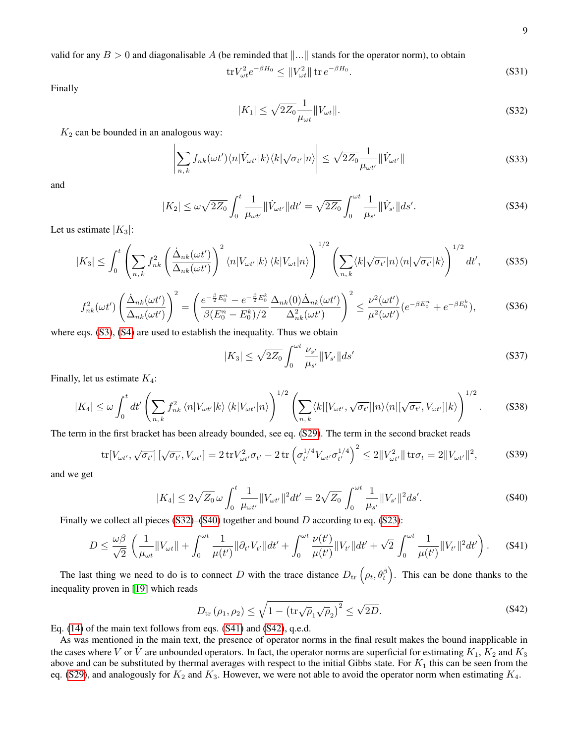valid for any $B > 0$ and diagonalisable $A$ (be reminded that $\|...\|$ stands for the operator norm), to obtain

$$\mathrm{tr} V_{\omega t}^2 e^{-\beta H_0} \leq \|V_{\omega t}^2\| \, \mathrm{tr}\, e^{-\beta H_0}. \tag{S31}$$

Finally

$$|K_1| \leq \sqrt{2 Z_0} \frac{1}{\mu_{\omega t}} \|V_{\omega t}\|. \tag{S32}$$

$K_2$ can be bounded in an analogous way:

$$\left| \sum_{n,\, k} f_{nk}(\omega t') \langle n | \dot{V}_{\omega t'} | k \rangle \langle k | \sqrt{\sigma_{t'}} | n \rangle \right| \leq \sqrt{2 Z_0} \frac{1}{\mu_{\omega t'}} \|\dot{V}_{\omega t'}\| \tag{S33}$$

and

$$|K_2| \leq \omega \sqrt{2 Z_0} \int_0^t \frac{1}{\mu_{\omega t'}} \|\dot{V}_{\omega t'}\| dt' = \sqrt{2 Z_0} \int_0^{\omega t} \frac{1}{\mu_{s'}} \|\dot{V}_{s'}\| ds'. \tag{S34}$$

Let us estimate $|K_3|$:

$$|K_3| \leq \int_0^t \left( \sum_{n,\, k} f_{nk}^2 \left( \frac{\dot{\Delta}_{nk}(\omega t')}{\Delta_{nk}(\omega t')} \right)^2 \langle n | V_{\omega t'} | k \rangle \, \langle k | V_{\omega t} | n \rangle \right)^{1/2} \left( \sum_{n,\, k} \langle k | \sqrt{\sigma_{t'}} | n \rangle \langle n | \sqrt{\sigma_{t'}} | k \rangle \right)^{1/2} dt', \tag{S35}$$

$$f_{nk}^2(\omega t') \left( \frac{\dot{\Delta}_{nk}(\omega t')}{\Delta_{nk}(\omega t')} \right)^2 = \left( \frac{e^{-\frac{\beta}{2} E_0^n} - e^{-\frac{\beta}{2} E_0^k}}{\beta (E_0^n - E_0^k)/2} \frac{\Delta_{nk}(0) \dot{\Delta}_{nk}(\omega t')}{\Delta_{nk}^2(\omega t')} \right)^2 \leq \frac{\nu^2(\omega t')}{\mu^2(\omega t')} (e^{-\beta E_0^n} + e^{-\beta E_0^k}), \tag{S36}$$

where eqs. (S3), (S4) are used to establish the inequality. Thus we obtain

$$|K_3| \leq \sqrt{2 Z_0} \int_0^{\omega t} \frac{\nu_{s'}}{\mu_{s'}} \|V_{s'}\| ds' \tag{S37}$$

Finally, let us estimate $K_4$:

$$|K_4| \leq \omega \int_0^t dt' \left( \sum_{n,\, k} f_{nk}^2 \, \langle n | V_{\omega t'} | k \rangle \, \langle k | V_{\omega t'} | n \rangle \right)^{1/2} \left( \sum_{n,\, k} \langle k | [V_{\omega t'}, \sqrt{\sigma_{t'}}] | n \rangle \langle n | [\sqrt{\sigma_{t'}}, V_{\omega t'}] | k \rangle \right)^{1/2}. \tag{S38}$$

The term in the first bracket has been already bounded, see eq. (S29). The term in the second bracket reads

$$\mathrm{tr} [V_{\omega t'}, \sqrt{\sigma_{t'}}] \, [\sqrt{\sigma_{t'}}, V_{\omega t'}] = 2 \, \mathrm{tr} V_{\omega t'}^2 \sigma_{t'} - 2 \, \mathrm{tr} \left( \sigma_{t'}^{1/4} V_{\omega t'} \sigma_{t'}^{1/4} \right)^2 \leq 2 \|V_{\omega t'}^2\| \, \mathrm{tr} \sigma_t = 2 \|V_{\omega t'}\|^2, \tag{S39}$$

and we get

$$|K_4| \leq 2 \sqrt{Z_0} \, \omega \int_0^t \frac{1}{\mu_{\omega t'}} \|V_{\omega t'}\|^2 dt' = 2 \sqrt{Z_0} \int_0^{\omega t} \frac{1}{\mu_{s'}} \|V_{s'}\|^2 ds'. \tag{S40}$$

Finally we collect all pieces (S32)–(S40) together and bound $D$ according to eq. (S23):

$$D \leq \frac{\omega \beta}{\sqrt{2}} \left( \frac{1}{\mu_{\omega t}} \|V_{\omega t}\| + \int_0^{\omega t} \frac{1}{\mu(t')} \|\partial_{t'} V_{t'}\| dt' + \int_0^{\omega t} \frac{\nu(t')}{\mu(t')} \|V_{t'}\| dt' + \sqrt{2} \int_0^{\omega t} \frac{1}{\mu(t')} \|V_{t'}\|^2 dt' \right). \tag{S41}$$

The last thing we need to do is to connect $D$ with the trace distance $D_{\mathrm{tr}} \left( \rho_t, \theta_t^\beta \right)$. This can be done thanks to the inequality proven in [19] which reads

$$D_{\mathrm{tr}} \left( \rho_1, \rho_2 \right) \leq \sqrt{1 - \left( \mathrm{tr} \sqrt{\rho}_1 \sqrt{\rho}_2 \right)^2} \leq \sqrt{2D}. \tag{S42}$$

Eq. (14) of the main text follows from eqs. (S41) and (S42), q.e.d.

As was mentioned in the main text, the presence of operator norms in the final result makes the bound inapplicable in the cases where $V$ or $\dot{V}$ are unbounded operators. In fact, the operator norms are superficial for estimating $K_1$, $K_2$ and $K_3$ above and can be substituted by thermal averages with respect to the initial Gibbs state. For $K_1$ this can be seen from the eq. (S29), and analogously for $K_2$ and $K_3$. However, we were not able to avoid the operator norm when estimating $K_4$.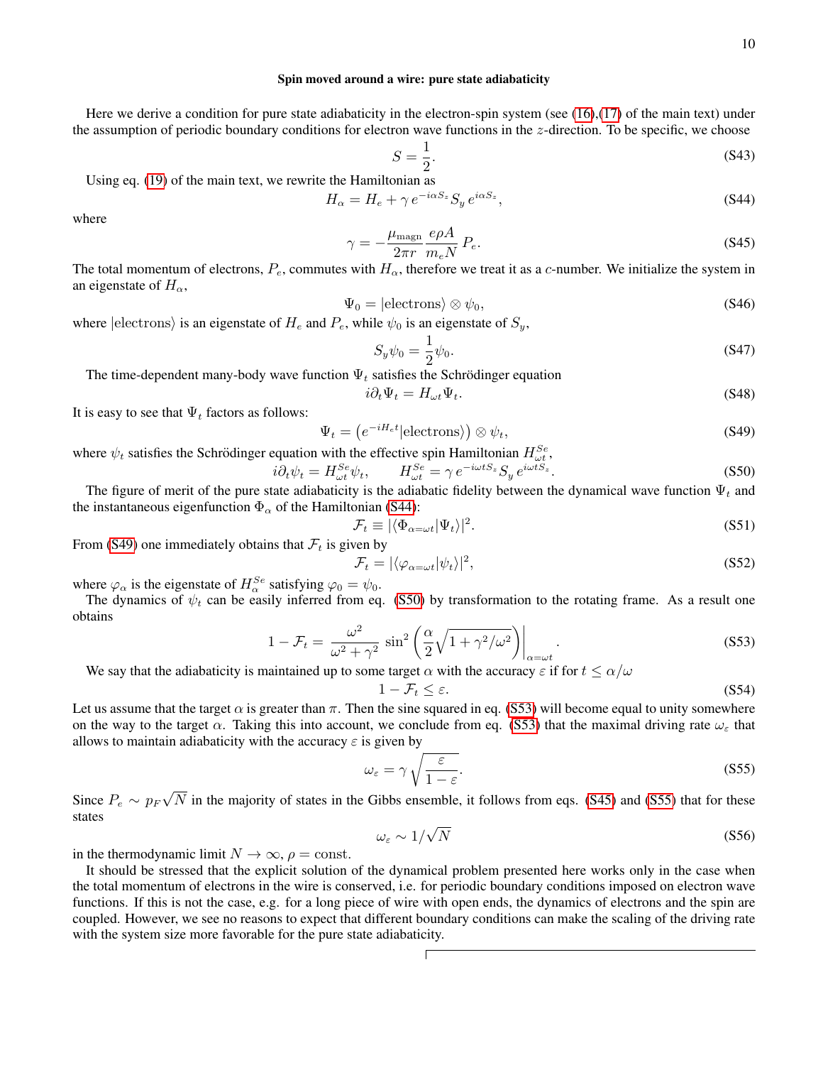### Spin moved around a wire: pure state adiabaticity

Here we derive a condition for pure state adiabaticity in the electron-spin system (see (16),(17) of the main text) under the assumption of periodic boundary conditions for electron wave functions in the $z$-direction. To be specific, we choose

$$S = \frac{1}{2}. \tag{S43}$$

Using eq. (19) of the main text, we rewrite the Hamiltonian as

$$H_\alpha = H_e + \gamma\, e^{-i\alpha S_z} S_y\, e^{i\alpha S_z}, \tag{S44}$$

where

$$\gamma = -\frac{\mu_{\rm magn}}{2\pi r}\frac{e\rho A}{m_e N}\, P_e. \tag{S45}$$

The total momentum of electrons, $P_e$, commutes with $H_\alpha$, therefore we treat it as a $c$-number. We initialize the system in an eigenstate of $H_\alpha$,

$$\Psi_0 = |{\rm electrons}\rangle \otimes \psi_0, \tag{S46}$$

where $|{\rm electrons}\rangle$ is an eigenstate of $H_e$ and $P_e$, while $\psi_0$ is an eigenstate of $S_y$,

$$S_y \psi_0 = \frac{1}{2}\psi_0. \tag{S47}$$

The time-dependent many-body wave function $\Psi_t$ satisfies the Schrödinger equation

$$i\partial_t \Psi_t = H_{\omega t}\Psi_t. \tag{S48}$$

It is easy to see that $\Psi_t$ factors as follows:

$$\Psi_t = \left(e^{-iH_e t}|{\rm electrons}\rangle\right) \otimes \psi_t, \tag{S49}$$

where $\psi_t$ satisfies the Schrödinger equation with the effective spin Hamiltonian $H^{Se}_{\omega t}$,

$$i\partial_t \psi_t = H^{Se}_{\omega t}\psi_t, \qquad H^{Se}_{\omega t} = \gamma\, e^{-i\omega t S_z} S_y\, e^{i\omega t S_z}. \tag{S50}$$

The figure of merit of the pure state adiabaticity is the adiabatic fidelity between the dynamical wave function $\Psi_t$ and the instantaneous eigenfunction $\Phi_\alpha$ of the Hamiltonian (S44):

$$\mathcal{F}_t \equiv |\langle \Phi_{\alpha=\omega t}|\Psi_t\rangle|^2. \tag{S51}$$

From (S49) one immediately obtains that $\mathcal{F}_t$ is given by

$$\mathcal{F}_t = |\langle \varphi_{\alpha=\omega t}|\psi_t\rangle|^2, \tag{S52}$$

where $\varphi_\alpha$ is the eigenstate of $H^{Se}_\alpha$ satisfying $\varphi_0 = \psi_0$.

The dynamics of $\psi_t$ can be easily inferred from eq. (S50) by transformation to the rotating frame. As a result one obtains

$$1 - \mathcal{F}_t = \left.\frac{\omega^2}{\omega^2+\gamma^2}\,\sin^2\left(\frac{\alpha}{2}\sqrt{1+\gamma^2/\omega^2}\right)\right|_{\alpha=\omega t}. \tag{S53}$$

We say that the adiabaticity is maintained up to some target $\alpha$ with the accuracy $\varepsilon$ if for $t \le \alpha/\omega$

$$1 - \mathcal{F}_t \le \varepsilon. \tag{S54}$$

Let us assume that the target $\alpha$ is greater than $\pi$. Then the sine squared in eq. (S53) will become equal to unity somewhere on the way to the target $\alpha$. Taking this into account, we conclude from eq. (S53) that the maximal driving rate $\omega_\varepsilon$ that allows to maintain adiabaticity with the accuracy $\varepsilon$ is given by

$$\omega_\varepsilon = \gamma\sqrt{\frac{\varepsilon}{1-\varepsilon}}. \tag{S55}$$

Since $P_e \sim p_F\sqrt{N}$ in the majority of states in the Gibbs ensemble, it follows from eqs. (S45) and (S55) that for these states

$$\omega_\varepsilon \sim 1/\sqrt{N} \tag{S56}$$

in the thermodynamic limit $N \to \infty$, $\rho = {\rm const}$.

It should be stressed that the explicit solution of the dynamical problem presented here works only in the case when the total momentum of electrons in the wire is conserved, i.e. for periodic boundary conditions imposed on electron wave functions. If this is not the case, e.g. for a long piece of wire with open ends, the dynamics of electrons and the spin are coupled. However, we see no reasons to expect that different boundary conditions can make the scaling of the driving rate with the system size more favorable for the pure state adiabaticity.